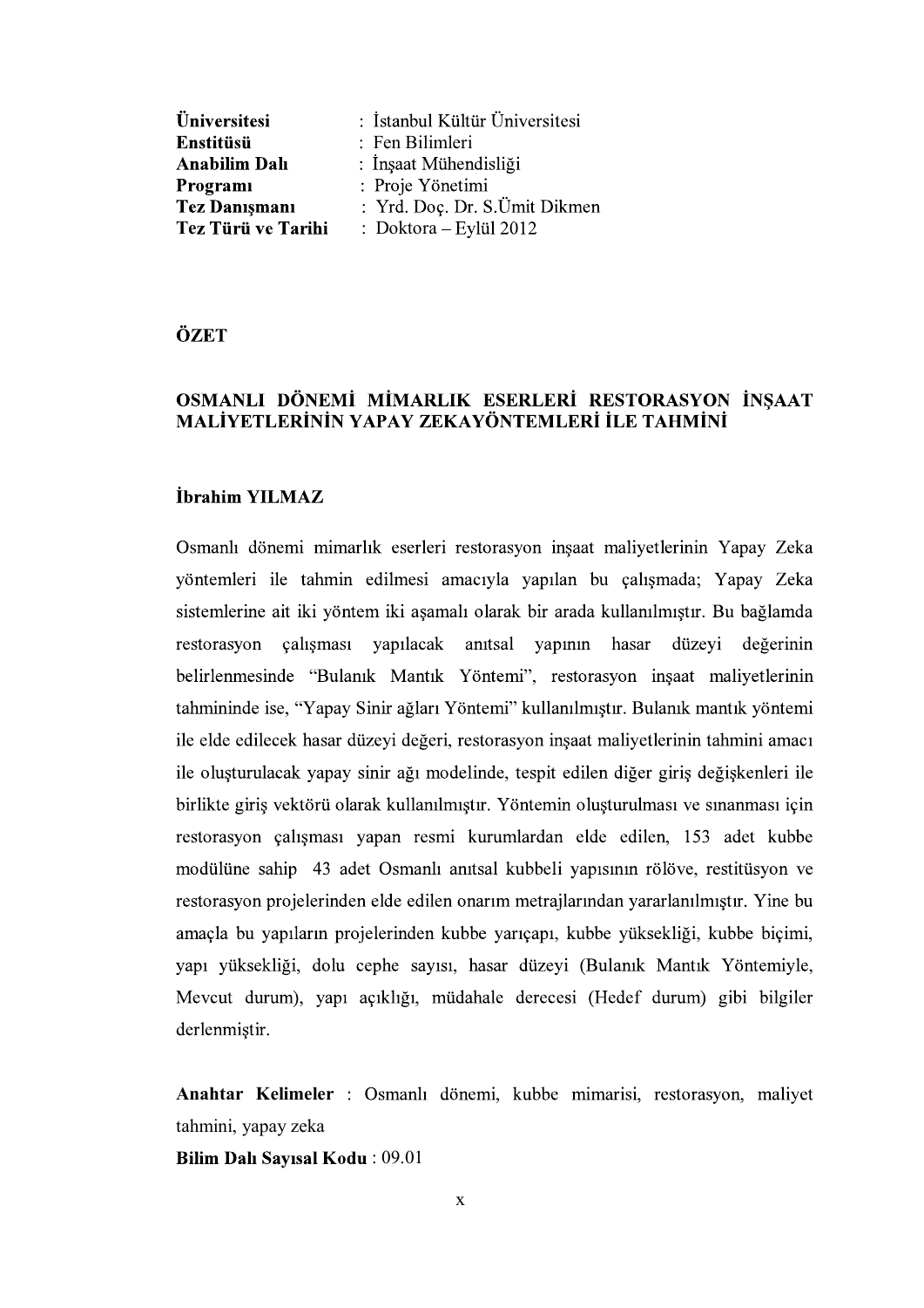| | |
|---|---|
| **Üniversitesi** | : İstanbul Kültür Üniversitesi |
| **Enstitüsü** | : Fen Bilimleri |
| **Anabilim Dalı** | : İnşaat Mühendisliği |
| **Programı** | : Proje Yönetimi |
| **Tez Danışmanı** | : Yrd. Doç. Dr. S.Ümit Dikmen |
| **Tez Türü ve Tarihi** | : Doktora – Eylül 2012 |

## ÖZET

### OSMANLI DÖNEMİ MİMARLIK ESERLERİ RESTORASYON İNŞAAT MALİYETLERİNİN YAPAY ZEKAYÖNTEMLERİ İLE TAHMİNİ

**İbrahim YILMAZ**

Osmanlı dönemi mimarlık eserleri restorasyon inşaat maliyetlerinin Yapay Zeka yöntemleri ile tahmin edilmesi amacıyla yapılan bu çalışmada; Yapay Zeka sistemlerine ait iki yöntem iki aşamalı olarak bir arada kullanılmıştır. Bu bağlamda restorasyon çalışması yapılacak anıtsal yapının hasar düzeyi değerinin belirlenmesinde "Bulanık Mantık Yöntemi", restorasyon inşaat maliyetlerinin tahmininde ise, "Yapay Sinir ağları Yöntemi" kullanılmıştır. Bulanık mantık yöntemi ile elde edilecek hasar düzeyi değeri, restorasyon inşaat maliyetlerinin tahmini amacı ile oluşturulacak yapay sinir ağı modelinde, tespit edilen diğer giriş değişkenleri ile birlikte giriş vektörü olarak kullanılmıştır. Yöntemin oluşturulması ve sınanması için restorasyon çalışması yapan resmi kurumlardan elde edilen, 153 adet kubbe modülüne sahip 43 adet Osmanlı anıtsal kubbeli yapısının rölöve, restitüsyon ve restorasyon projelerinden elde edilen onarım metrajlarından yararlanılmıştır. Yine bu amaçla bu yapıların projelerinden kubbe yarıçapı, kubbe yüksekliği, kubbe biçimi, yapı yüksekliği, dolu cephe sayısı, hasar düzeyi (Bulanık Mantık Yöntemiyle, Mevcut durum), yapı açıklığı, müdahale derecesi (Hedef durum) gibi bilgiler derlenmiştir.

**Anahtar Kelimeler** : Osmanlı dönemi, kubbe mimarisi, restorasyon, maliyet tahmini, yapay zeka

**Bilim Dalı Sayısal Kodu** : 09.01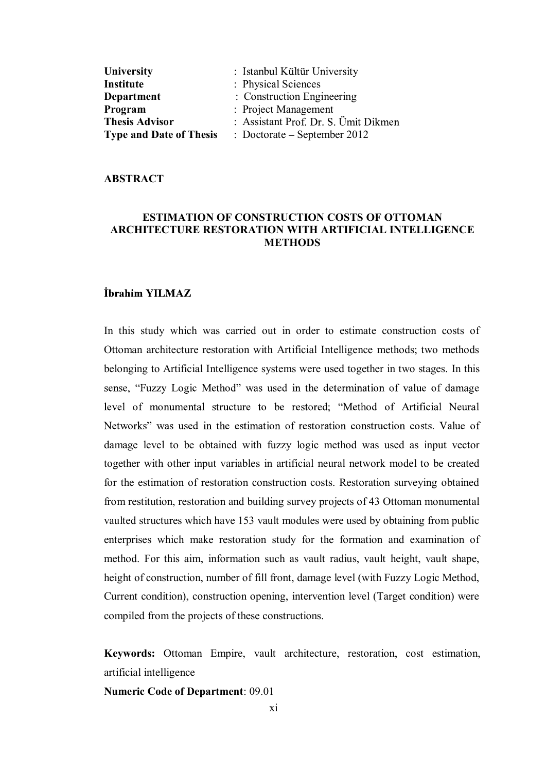**University** : Istanbul Kültür University
**Institute** : Physical Sciences
**Department** : Construction Engineering
**Program** : Project Management
**Thesis Advisor** : Assistant Prof. Dr. S. Ümit Dikmen
**Type and Date of Thesis** : Doctorate – September 2012

## ABSTRACT

### ESTIMATION OF CONSTRUCTION COSTS OF OTTOMAN ARCHITECTURE RESTORATION WITH ARTIFICIAL INTELLIGENCE METHODS

**İbrahim YILMAZ**

In this study which was carried out in order to estimate construction costs of Ottoman architecture restoration with Artificial Intelligence methods; two methods belonging to Artificial Intelligence systems were used together in two stages. In this sense, "Fuzzy Logic Method" was used in the determination of value of damage level of monumental structure to be restored; "Method of Artificial Neural Networks" was used in the estimation of restoration construction costs. Value of damage level to be obtained with fuzzy logic method was used as input vector together with other input variables in artificial neural network model to be created for the estimation of restoration construction costs. Restoration surveying obtained from restitution, restoration and building survey projects of 43 Ottoman monumental vaulted structures which have 153 vault modules were used by obtaining from public enterprises which make restoration study for the formation and examination of method. For this aim, information such as vault radius, vault height, vault shape, height of construction, number of fill front, damage level (with Fuzzy Logic Method, Current condition), construction opening, intervention level (Target condition) were compiled from the projects of these constructions.

**Keywords:** Ottoman Empire, vault architecture, restoration, cost estimation, artificial intelligence

**Numeric Code of Department**: 09.01